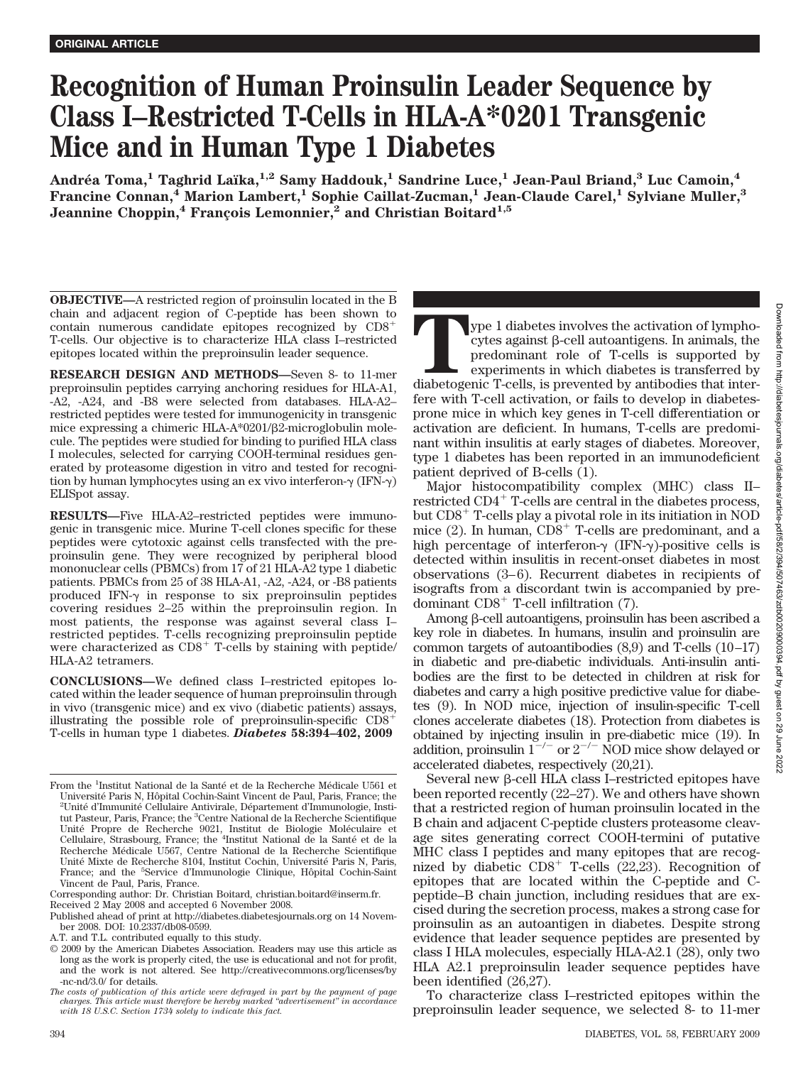ORIGINAL ARTICLE

# Recognition of Human Proinsulin Leader Sequence by Class I–Restricted T-Cells in HLA-A*0201 Transgenic Mice and in Human Type 1 Diabetes

Andréa Toma,[1] Taghrid Laïka,[1,2] Samy Haddouk,[1] Sandrine Luce,[1] Jean-Paul Briand,[3] Luc Camoin,[4] Francine Connan,[4] Marion Lambert,[1] Sophie Caillat-Zucman,[1] Jean-Claude Carel,[1] Sylviane Muller,[3] Jeannine Choppin,[4] François Lemonnier,[2] and Christian Boitard[1,5]

**OBJECTIVE**—A restricted region of proinsulin located in the B chain and adjacent region of C-peptide has been shown to contain numerous candidate epitopes recognized by $CD8^+$ T-cells. Our objective is to characterize HLA class I–restricted epitopes located within the preproinsulin leader sequence.

**RESEARCH DESIGN AND METHODS**—Seven 8- to 11-mer preproinsulin peptides carrying anchoring residues for HLA-A1, -A2, -A24, and -B8 were selected from databases. HLA-A2–restricted peptides were tested for immunogenicity in transgenic mice expressing a chimeric HLA-A*0201/β2-microglobulin molecule. The peptides were studied for binding to purified HLA class I molecules, selected for carrying COOH-terminal residues generated by proteasome digestion in vitro and tested for recognition by human lymphocytes using an ex vivo interferon-γ (IFN-γ) ELISpot assay.

**RESULTS**—Five HLA-A2–restricted peptides were immunogenic in transgenic mice. Murine T-cell clones specific for these peptides were cytotoxic against cells transfected with the preproinsulin gene. They were recognized by peripheral blood mononuclear cells (PBMCs) from 17 of 21 HLA-A2 type 1 diabetic patients. PBMCs from 25 of 38 HLA-A1, -A2, -A24, or -B8 patients produced IFN-γ in response to six preproinsulin peptides covering residues 2–25 within the preproinsulin region. In most patients, the response was against several class I–restricted peptides. T-cells recognizing preproinsulin peptide were characterized as $CD8^+$ T-cells by staining with peptide/HLA-A2 tetramers.

**CONCLUSIONS**—We defined class I–restricted epitopes located within the leader sequence of human preproinsulin through in vivo (transgenic mice) and ex vivo (diabetic patients) assays, illustrating the possible role of preproinsulin-specific $CD8^+$ T-cells in human type 1 diabetes. ***Diabetes* 58:394–402, 2009**

From the [1]Institut National de la Santé et de la Recherche Médicale U561 et Université Paris N, Hôpital Cochin-Saint Vincent de Paul, Paris, France; the [2]Unité d'Immunité Cellulaire Antivirale, Département d'Immunologie, Institut Pasteur, Paris, France; the [3]Centre National de la Recherche Scientifique Unité Propre de Recherche 9021, Institut de Biologie Moléculaire et Cellulaire, Strasbourg, France; the [4]Institut National de la Santé et de la Recherche Médicale U567, Centre National de la Recherche Scientifique Unité Mixte de Recherche 8104, Institut Cochin, Université Paris N, Paris, France; and the [5]Service d'Immunologie Clinique, Hôpital Cochin-Saint Vincent de Paul, Paris, France.

Corresponding author: Dr. Christian Boitard, christian.boitard@inserm.fr.

Received 2 May 2008 and accepted 6 November 2008.

Published ahead of print at http://diabetes.diabetesjournals.org on 14 November 2008. DOI: 10.2337/db08-0599.

A.T. and T.L. contributed equally to this study.

© 2009 by the American Diabetes Association. Readers may use this article as long as the work is properly cited, the use is educational and not for profit, and the work is not altered. See http://creativecommons.org/licenses/by-nc-nd/3.0/ for details.

*The costs of publication of this article were defrayed in part by the payment of page charges. This article must therefore be hereby marked "advertisement" in accordance with 18 U.S.C. Section 1734 solely to indicate this fact.*

Type 1 diabetes involves the activation of lymphocytes against β-cell autoantigens. In animals, the predominant role of T-cells is supported by experiments in which diabetes is transferred by diabetogenic T-cells, is prevented by antibodies that interfere with T-cell activation, or fails to develop in diabetes-prone mice in which key genes in T-cell differentiation or activation are deficient. In humans, T-cells are predominant within insulitis at early stages of diabetes. Moreover, type 1 diabetes has been reported in an immunodeficient patient deprived of B-cells (1).

Major histocompatibility complex (MHC) class II–restricted $CD4^+$ T-cells are central in the diabetes process, but $CD8^+$ T-cells play a pivotal role in its initiation in NOD mice (2). In human, $CD8^+$ T-cells are predominant, and a high percentage of interferon-γ (IFN-γ)-positive cells is detected within insulitis in recent-onset diabetes in most observations (3–6). Recurrent diabetes in recipients of isografts from a discordant twin is accompanied by predominant $CD8^+$ T-cell infiltration (7).

Among β-cell autoantigens, proinsulin has been ascribed a key role in diabetes. In humans, insulin and proinsulin are common targets of autoantibodies (8,9) and T-cells (10–17) in diabetic and pre-diabetic individuals. Anti-insulin antibodies are the first to be detected in children at risk for diabetes and carry a high positive predictive value for diabetes (9). In NOD mice, injection of insulin-specific T-cell clones accelerate diabetes (18). Protection from diabetes is obtained by injecting insulin in pre-diabetic mice (19). In addition, proinsulin $1^{-/-}$ or $2^{-/-}$ NOD mice show delayed or accelerated diabetes, respectively (20,21).

Several new β-cell HLA class I–restricted epitopes have been reported recently (22–27). We and others have shown that a restricted region of human proinsulin located in the B chain and adjacent C-peptide clusters proteasome cleavage sites generating correct COOH-termini of putative MHC class I peptides and many epitopes that are recognized by diabetic $CD8^+$ T-cells (22,23). Recognition of epitopes that are located within the C-peptide and C-peptide–B chain junction, including residues that are excised during the secretion process, makes a strong case for proinsulin as an autoantigen in diabetes. Despite strong evidence that leader sequence peptides are presented by class I HLA molecules, especially HLA-A2.1 (28), only two HLA A2.1 preproinsulin leader sequence peptides have been identified (26,27).

To characterize class I–restricted epitopes within the preproinsulin leader sequence, we selected 8- to 11-mer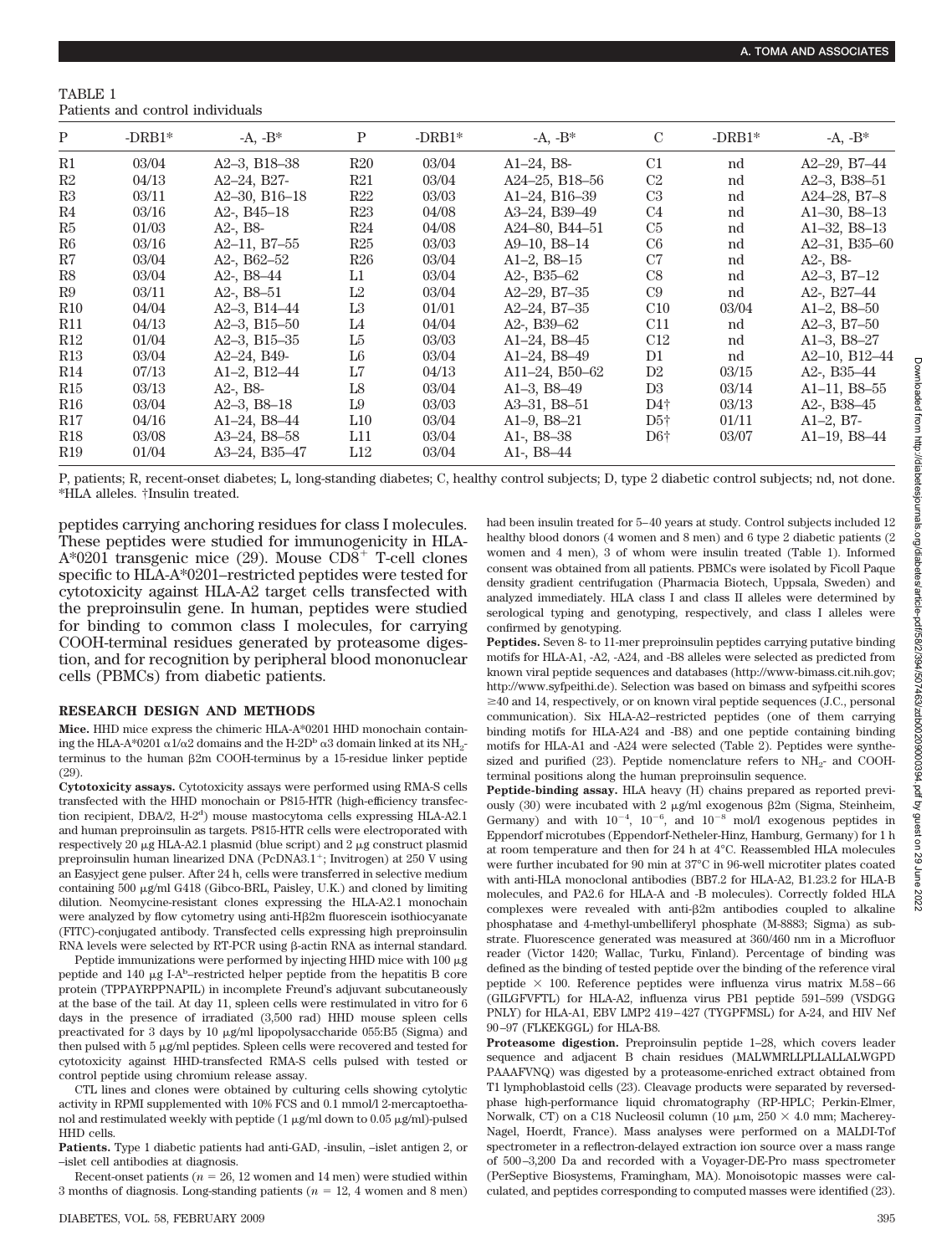TABLE 1
Patients and control individuals

| P | -DRB1* | -A, -B* | P | -DRB1* | -A, -B* | C | -DRB1* | -A, -B* |
|---|---|---|---|---|---|---|---|---|
| R1 | 03/04 | A2–3, B18–38 | R20 | 03/04 | A1–24, B8- | C1 | nd | A2–29, B7–44 |
| R2 | 04/13 | A2–24, B27- | R21 | 03/04 | A24–25, B18–56 | C2 | nd | A2–3, B38–51 |
| R3 | 03/11 | A2–30, B16–18 | R22 | 03/03 | A1–24, B16–39 | C3 | nd | A24–28, B7–8 |
| R4 | 03/16 | A2-, B45–18 | R23 | 04/08 | A3–24, B39–49 | C4 | nd | A1–30, B8–13 |
| R5 | 01/03 | A2-, B8- | R24 | 04/08 | A24–80, B44–51 | C5 | nd | A1–32, B8–13 |
| R6 | 03/16 | A2–11, B7–55 | R25 | 03/03 | A9–10, B8–14 | C6 | nd | A2–31, B35–60 |
| R7 | 03/04 | A2-, B62–52 | R26 | 03/04 | A1–2, B8–15 | C7 | nd | A2-, B8- |
| R8 | 03/04 | A2-, B8–44 | L1 | 03/04 | A2-, B35–62 | C8 | nd | A2–3, B7–12 |
| R9 | 03/11 | A2-, B8–51 | L2 | 03/04 | A2–29, B7–35 | C9 | nd | A2-, B27–44 |
| R10 | 04/04 | A2–3, B14–44 | L3 | 01/01 | A2–24, B7–35 | C10 | 03/04 | A1–2, B8–50 |
| R11 | 04/13 | A2–3, B15–50 | L4 | 04/04 | A2-, B39–62 | C11 | nd | A2–3, B7–50 |
| R12 | 01/04 | A2–3, B15–35 | L5 | 03/03 | A1–24, B8–45 | C12 | nd | A1–3, B8–27 |
| R13 | 03/04 | A2–24, B49- | L6 | 03/04 | A1–24, B8–49 | D1 | nd | A2–10, B12–44 |
| R14 | 07/13 | A1–2, B12–44 | L7 | 04/13 | A11–24, B50–62 | D2 | 03/15 | A2-, B35–44 |
| R15 | 03/13 | A2-, B8- | L8 | 03/04 | A1–3, B8–49 | D3 | 03/14 | A1–11, B8–55 |
| R16 | 03/04 | A2–3, B8–18 | L9 | 03/03 | A3–31, B8–51 | D4† | 03/13 | A2-, B38–45 |
| R17 | 04/16 | A1–24, B8–44 | L10 | 03/04 | A1–9, B8–21 | D5† | 01/11 | A1–2, B7- |
| R18 | 03/08 | A3–24, B8–58 | L11 | 03/04 | A1-, B8–38 | D6† | 03/07 | A1–19, B8–44 |
| R19 | 01/04 | A3–24, B35–47 | L12 | 03/04 | A1-, B8–44 | | | |

P, patients; R, recent-onset diabetes; L, long-standing diabetes; C, healthy control subjects; D, type 2 diabetic control subjects; nd, not done. *HLA alleles. †Insulin treated.

peptides carrying anchoring residues for class I molecules. These peptides were studied for immunogenicity in HLA-A*0201 transgenic mice (29). Mouse $CD8^+$ T-cell clones specific to HLA-A*0201–restricted peptides were tested for cytotoxicity against HLA-A2 target cells transfected with the preproinsulin gene. In human, peptides were studied for binding to common class I molecules, for carrying COOH-terminal residues generated by proteasome digestion, and for recognition by peripheral blood mononuclear cells (PBMCs) from diabetic patients.

## RESEARCH DESIGN AND METHODS

**Mice.** HHD mice express the chimeric HLA-A*0201 HHD monochain containing the HLA-A*0201 α1/α2 domains and the H-2D[b] α3 domain linked at its $NH_2$-terminus to the human β2m COOH-terminus by a 15-residue linker peptide (29).

**Cytotoxicity assays.** Cytotoxicity assays were performed using RMA-S cells transfected with the HHD monochain or P815-HTR (high-efficiency transfection recipient, DBA/2, H-2[d]) mouse mastocytoma cells expressing HLA-A2.1 and human preproinsulin as targets. P815-HTR cells were electroporated with respectively 20 μg HLA-A2.1 plasmid (blue script) and 2 μg construct plasmid preproinsulin human linearized DNA (PcDNA3.1⁺; Invitrogen) at 250 V using an Easyject gene pulser. After 24 h, cells were transferred in selective medium containing 500 μg/ml G418 (Gibco-BRL, Paisley, U.K.) and cloned by limiting dilution. Neomycine-resistant clones expressing the HLA-A2.1 monochain were analyzed by flow cytometry using anti-Hβ2m fluorescein isothiocyanate (FITC)-conjugated antibody. Transfected cells expressing high preproinsulin RNA levels were selected by RT-PCR using β-actin RNA as internal standard.

Peptide immunizations were performed by injecting HHD mice with 100 μg peptide and 140 μg I-A[b]–restricted helper peptide from the hepatitis B core protein (TPPAYRPPNAPIL) in incomplete Freund's adjuvant subcutaneously at the base of the tail. At day 11, spleen cells were restimulated in vitro for 6 days in the presence of irradiated (3,500 rad) HHD mouse spleen cells preactivated for 3 days by 10 μg/ml lipopolysaccharide 055:B5 (Sigma) and then pulsed with 5 μg/ml peptides. Spleen cells were recovered and tested for cytotoxicity against HHD-transfected RMA-S cells pulsed with tested or control peptide using chromium release assay.

CTL lines and clones were obtained by culturing cells showing cytolytic activity in RPMI supplemented with 10% FCS and 0.1 mmol/l 2-mercaptoethanol and restimulated weekly with peptide (1 μg/ml down to 0.05 μg/ml)-pulsed HHD cells.

**Patients.** Type 1 diabetic patients had anti-GAD, -insulin, –islet antigen 2, or –islet cell antibodies at diagnosis.

Recent-onset patients ($n$ = 26, 12 women and 14 men) were studied within 3 months of diagnosis. Long-standing patients ($n$ = 12, 4 women and 8 men) had been insulin treated for 5–40 years at study. Control subjects included 12 healthy blood donors (4 women and 8 men) and 6 type 2 diabetic patients (2 women and 4 men), 3 of whom were insulin treated (Table 1). Informed consent was obtained from all patients. PBMCs were isolated by Ficoll Paque density gradient centrifugation (Pharmacia Biotech, Uppsala, Sweden) and analyzed immediately. HLA class I and class II alleles were determined by serological typing and genotyping, respectively, and class I alleles were confirmed by genotyping.

**Peptides.** Seven 8- to 11-mer preproinsulin peptides carrying putative binding motifs for HLA-A1, -A2, -A24, and -B8 alleles were selected as predicted from known viral peptide sequences and databases (http://www-bimass.cit.nih.gov; http://www.syfpeithi.de). Selection was based on bimass and syfpeithi scores ≥40 and 14, respectively, or on known viral peptide sequences (J.C., personal communication). Six HLA-A2–restricted peptides (one of them carrying binding motifs for HLA-A24 and -B8) and one peptide containing binding motifs for HLA-A1 and -A24 were selected (Table 2). Peptides were synthesized and purified (23). Peptide nomenclature refers to $NH_2$- and COOH-terminal positions along the human preproinsulin sequence.

**Peptide-binding assay.** HLA heavy (H) chains prepared as reported previously (30) were incubated with 2 μg/ml exogenous β2m (Sigma, Steinheim, Germany) and with $10^{-4}$, $10^{-6}$, and $10^{-8}$ mol/l exogenous peptides in Eppendorf microtubes (Eppendorf-Netheler-Hinz, Hamburg, Germany) for 1 h at room temperature and then for 24 h at 4°C. Reassembled HLA molecules were further incubated for 90 min at 37°C in 96-well microtiter plates coated with anti-HLA monoclonal antibodies (BB7.2 for HLA-A2, B1.23.2 for HLA-B molecules, and PA2.6 for HLA-A and -B molecules). Correctly folded HLA complexes were revealed with anti-β2m antibodies coupled to alkaline phosphatase and 4-methyl-umbelliferyl phosphate (M-8883; Sigma) as substrate. Fluorescence generated was measured at 360/460 nm in a Microfluor reader (Victor 1420; Wallac, Turku, Finland). Percentage of binding was defined as the binding of tested peptide over the binding of the reference viral peptide × 100. Reference peptides were influenza virus matrix M.58–66 (GILGFVFTL) for HLA-A2, influenza virus PB1 peptide 591–599 (VSDGG PNLY) for HLA-A1, EBV LMP2 419–427 (TYGPFMSL) for A-24, and HIV Nef 90–97 (FLKEKGGL) for HLA-B8.

**Proteasome digestion.** Preproinsulin peptide 1–28, which covers leader sequence and adjacent B chain residues (MALWMRLLPLLALLALWGPD PAAAFVNQ) was digested by a proteasome-enriched extract obtained from T1 lymphoblastoid cells (23). Cleavage products were separated by reversed-phase high-performance liquid chromatography (RP-HPLC; Perkin-Elmer, Norwalk, CT) on a C18 Nucleosil column (10 μm, 250 × 4.0 mm; Macherey-Nagel, Hoerdt, France). Mass analyses were performed on a MALDI-Tof spectrometer in a reflectron-delayed extraction ion source over a mass range of 500–3,200 Da and recorded with a Voyager-DE-Pro mass spectrometer (PerSeptive Biosystems, Framingham, MA). Monoisotopic masses were calculated, and peptides corresponding to computed masses were identified (23).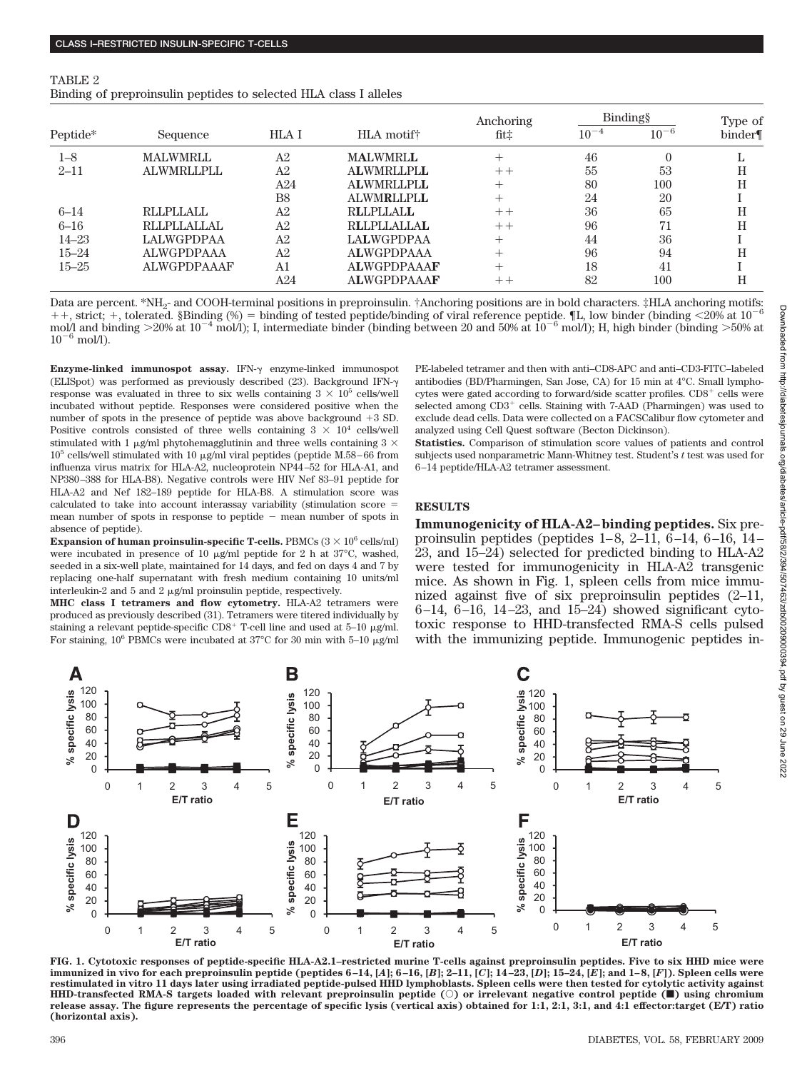TABLE 2

Binding of preproinsulin peptides to selected HLA class I alleles

| Peptide* | Sequence | HLA I | HLA motif† | Anchoring fit‡ | Binding§ $10^{-4}$ | Binding§ $10^{-6}$ | Type of binder¶ |
|---|---|---|---|---|---|---|---|
| 1–8 | MALWMRLL | A2 | M**A**LWMRL**L** | + | 46 | 0 | L |
| 2–11 | ALWMRLLPLL | A2 | A**L**WMRLLPL**L** | ++ | 55 | 53 | H |
| | | A24 | A**L**WMRLLPL**L** | + | 80 | 100 | H |
| | | B8 | ALWM**R**L**L**PL**L** | + | 24 | 20 | I |
| 6–14 | RLLPLLALL | A2 | R**L**LPLLAL**L** | ++ | 36 | 65 | H |
| 6–16 | RLLPLLALLAL | A2 | R**L**LPLLALLA**L** | ++ | 96 | 71 | H |
| 14–23 | LALWGPDPAA | A2 | LA**L**WGPDPAA | + | 44 | 36 | I |
| 15–24 | ALWGPDPAAA | A2 | A**L**WGPDPAAA | + | 96 | 94 | H |
| 15–25 | ALWGPDPAAAF | A1 | A**L**WGPDPAAA**F** | + | 18 | 41 | I |
| | | A24 | A**L**WGPDPAAA**F** | ++ | 82 | 100 | H |

Data are percent. *$NH_2$- and COOH-terminal positions in preproinsulin. †Anchoring positions are in bold characters. ‡HLA anchoring motifs: ++, strict; +, tolerated. §Binding (%) = binding of tested peptide/binding of viral reference peptide. ¶L, low binder (binding <20% at $10^{-6}$ mol/l and binding >20% at $10^{-4}$ mol/l); I, intermediate binder (binding between 20 and 50% at $10^{-6}$ mol/l); H, high binder (binding >50% at $10^{-6}$ mol/l).

**Enzyme-linked immunospot assay.** IFN-γ enzyme-linked immunospot (ELISpot) was performed as previously described (23). Background IFN-γ response was evaluated in three to six wells containing $3 \times 10^5$ cells/well incubated without peptide. Responses were considered positive when the number of spots in the presence of peptide was above background +3 SD. Positive controls consisted of three wells containing $3 \times 10^4$ cells/well stimulated with 1 μg/ml phytohemagglutinin and three wells containing $3 \times 10^5$ cells/well stimulated with 10 μg/ml viral peptides (peptide M.58–66 from influenza virus matrix for HLA-A2, nucleoprotein NP44–52 for HLA-A1, and NP380–388 for HLA-B8). Negative controls were HIV Nef 83–91 peptide for HLA-A2 and Nef 182–189 peptide for HLA-B8. A stimulation score was calculated to take into account interassay variability (stimulation score = mean number of spots in response to peptide − mean number of spots in absence of peptide).

**Expansion of human proinsulin-specific T-cells.** PBMCs ($3 \times 10^6$ cells/ml) were incubated in presence of 10 μg/ml peptide for 2 h at 37°C, washed, seeded in a six-well plate, maintained for 14 days, and fed on days 4 and 7 by replacing one-half supernatant with fresh medium containing 10 units/ml interleukin-2 and 5 and 2 μg/ml proinsulin peptide, respectively.

**MHC class I tetramers and flow cytometry.** HLA-A2 tetramers were produced as previously described (31). Tetramers were titered individually by staining a relevant peptide-specific $CD8^+$ T-cell line and used at 5–10 μg/ml. For staining, $10^6$ PBMCs were incubated at 37°C for 30 min with 5–10 μg/ml PE-labeled tetramer and then with anti–CD8-APC and anti–CD3-FITC–labeled antibodies (BD/Pharmingen, San Jose, CA) for 15 min at 4°C. Small lymphocytes were gated according to forward/side scatter profiles. $CD8^+$ cells were selected among $CD3^+$ cells. Staining with 7-AAD (Pharmingen) was used to exclude dead cells. Data were collected on a FACSCalibur flow cytometer and analyzed using Cell Quest software (Becton Dickinson).

**Statistics.** Comparison of stimulation score values of patients and control subjects used nonparametric Mann-Whitney test. Student's *t* test was used for 6–14 peptide/HLA-A2 tetramer assessment.

## RESULTS

**Immunogenicity of HLA-A2–binding peptides.** Six preproinsulin peptides (peptides 1–8, 2–11, 6–14, 6–16, 14–23, and 15–24) selected for predicted binding to HLA-A2 were tested for immunogenicity in HLA-A2 transgenic mice. As shown in Fig. 1, spleen cells from mice immunized against five of six preproinsulin peptides (2–11, 6–14, 6–16, 14–23, and 15–24) showed significant cytotoxic response to HHD-transfected RMA-S cells pulsed with the immunizing peptide. Immunogenic peptides in-

FIG. 1. Cytotoxic responses of peptide-specific HLA-A2.1–restricted murine T-cells against preproinsulin peptides. Five to six HHD mice were immunized in vivo for each preproinsulin peptide (peptides 6–14, [*A*]; 6–16, [*B*]; 2–11, [*C*]; 14–23, [*D*]; 15–24, [*E*]; and 1–8, [*F*]). Spleen cells were restimulated in vitro 11 days later using irradiated peptide-pulsed HHD lymphoblasts. Spleen cells were then tested for cytolytic activity against HHD-transfected RMA-S targets loaded with relevant preproinsulin peptide (○) or irrelevant negative control peptide (■) using chromium release assay. The figure represents the percentage of specific lysis (vertical axis) obtained for 1:1, 2:1, 3:1, and 4:1 effector:target (E/T) ratio (horizontal axis).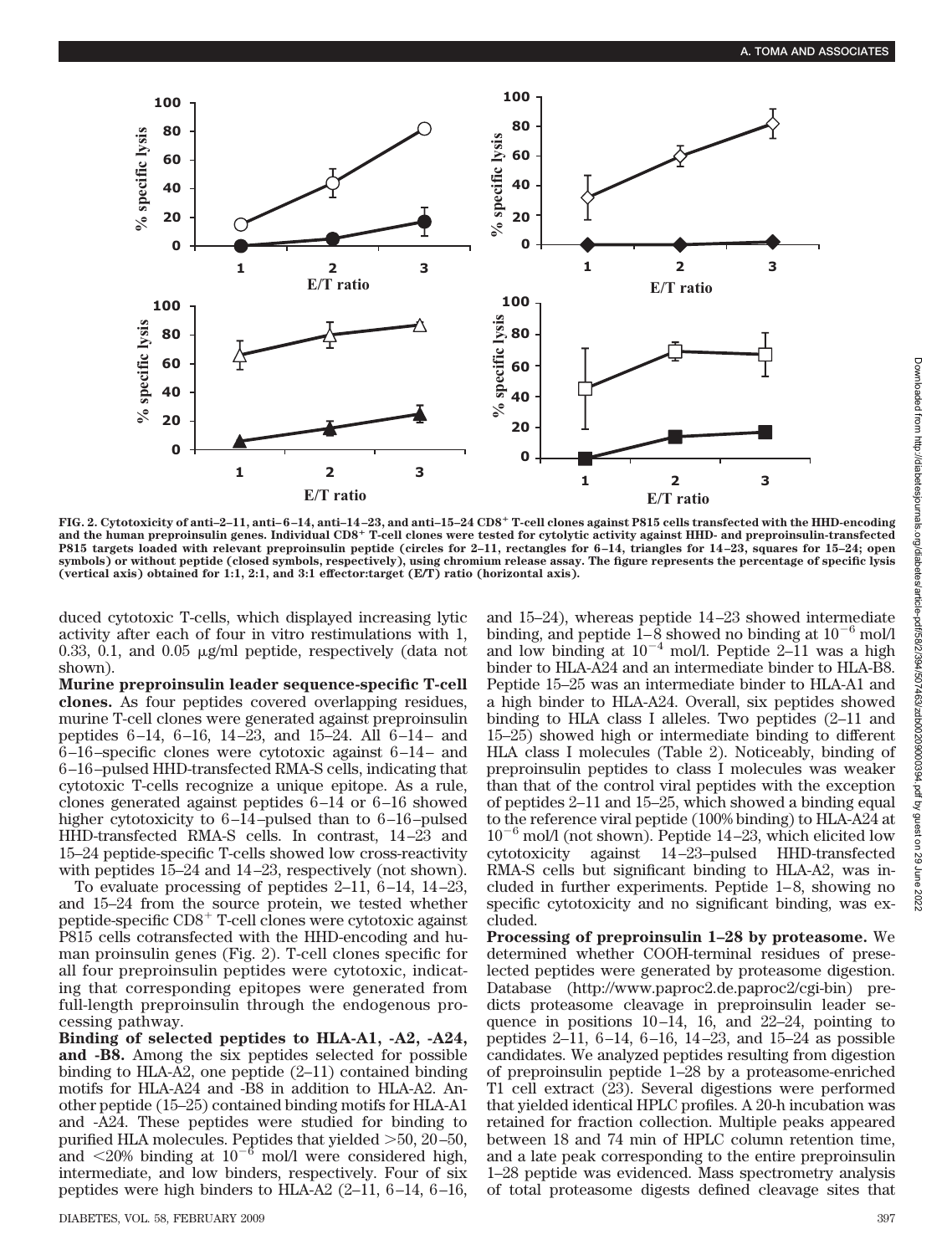FIG. 2. Cytotoxicity of anti–2–11, anti–6–14, anti–14–23, and anti–15–24 CD8$^+$ T-cell clones against P815 cells transfected with the HHD-encoding and the human preproinsulin genes. Individual CD8$^+$ T-cell clones were tested for cytolytic activity against HHD- and preproinsulin-transfected P815 targets loaded with relevant preproinsulin peptide (circles for 2–11, rectangles for 6–14, triangles for 14–23, squares for 15–24; open symbols) or without peptide (closed symbols, respectively), using chromium release assay. The figure represents the percentage of specific lysis (vertical axis) obtained for 1:1, 2:1, and 3:1 effector:target (E/T) ratio (horizontal axis).

duced cytotoxic T-cells, which displayed increasing lytic activity after each of four in vitro restimulations with 1, 0.33, 0.1, and 0.05 μg/ml peptide, respectively (data not shown).

**Murine preproinsulin leader sequence-specific T-cell clones.** As four peptides covered overlapping residues, murine T-cell clones were generated against preproinsulin peptides 6–14, 6–16, 14–23, and 15–24. All 6–14– and 6–16–specific clones were cytotoxic against 6–14– and 6–16–pulsed HHD-transfected RMA-S cells, indicating that cytotoxic T-cells recognize a unique epitope. As a rule, clones generated against peptides 6–14 or 6–16 showed higher cytotoxicity to 6–14–pulsed than to 6–16–pulsed HHD-transfected RMA-S cells. In contrast, 14–23 and 15–24 peptide-specific T-cells showed low cross-reactivity with peptides 15–24 and 14–23, respectively (not shown).

To evaluate processing of peptides 2–11, 6–14, 14–23, and 15–24 from the source protein, we tested whether peptide-specific CD8$^+$ T-cell clones were cytotoxic against P815 cells cotransfected with the HHD-encoding and human proinsulin genes (Fig. 2). T-cell clones specific for all four preproinsulin peptides were cytotoxic, indicating that corresponding epitopes were generated from full-length preproinsulin through the endogenous processing pathway.

**Binding of selected peptides to HLA-A1, -A2, -A24, and -B8.** Among the six peptides selected for possible binding to HLA-A2, one peptide (2–11) contained binding motifs for HLA-A24 and -B8 in addition to HLA-A2. Another peptide (15–25) contained binding motifs for HLA-A1 and -A24. These peptides were studied for binding to purified HLA molecules. Peptides that yielded >50, 20–50, and <20% binding at $10^{-6}$ mol/l were considered high, intermediate, and low binders, respectively. Four of six peptides were high binders to HLA-A2 (2–11, 6–14, 6–16, and 15–24), whereas peptide 14–23 showed intermediate binding, and peptide 1–8 showed no binding at $10^{-6}$ mol/l and low binding at $10^{-4}$ mol/l. Peptide 2–11 was a high binder to HLA-A24 and an intermediate binder to HLA-B8. Peptide 15–25 was an intermediate binder to HLA-A1 and a high binder to HLA-A24. Overall, six peptides showed binding to HLA class I alleles. Two peptides (2–11 and 15–25) showed high or intermediate binding to different HLA class I molecules (Table 2). Noticeably, binding of preproinsulin peptides to class I molecules was weaker than that of the control viral peptides with the exception of peptides 2–11 and 15–25, which showed a binding equal to the reference viral peptide (100% binding) to HLA-A24 at $10^{-6}$ mol/l (not shown). Peptide 14–23, which elicited low cytotoxicity against 14–23–pulsed HHD-transfected RMA-S cells but significant binding to HLA-A2, was included in further experiments. Peptide 1–8, showing no specific cytotoxicity and no significant binding, was excluded.

**Processing of preproinsulin 1–28 by proteasome.** We determined whether COOH-terminal residues of preselected peptides were generated by proteasome digestion. Database (http://www.paproc2.de.paproc2/cgi-bin) predicts proteasome cleavage in preproinsulin leader sequence in positions 10–14, 16, and 22–24, pointing to peptides 2–11, 6–14, 6–16, 14–23, and 15–24 as possible candidates. We analyzed peptides resulting from digestion of preproinsulin peptide 1–28 by a proteasome-enriched T1 cell extract (23). Several digestions were performed that yielded identical HPLC profiles. A 20-h incubation was retained for fraction collection. Multiple peaks appeared between 18 and 74 min of HPLC column retention time, and a late peak corresponding to the entire preproinsulin 1–28 peptide was evidenced. Mass spectrometry analysis of total proteasome digests defined cleavage sites that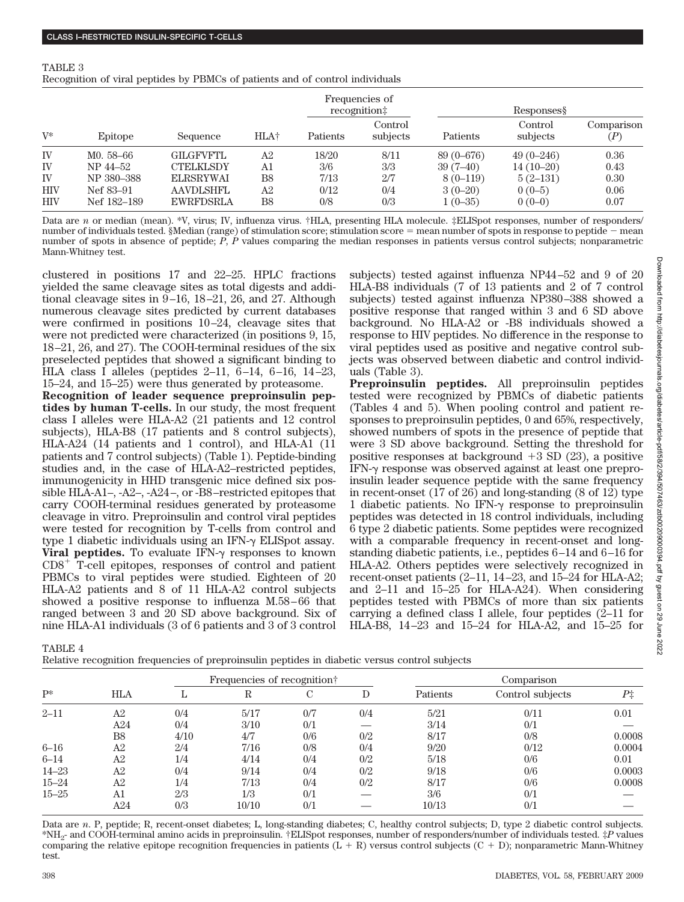TABLE 3
Recognition of viral peptides by PBMCs of patients and of control individuals

| V* | Epitope | Sequence | HLA† | Frequencies of recognition‡ | | Responses§ | | |
|---|---|---|---|---|---|---|---|---|
| | | | | Patients | Control subjects | Patients | Control subjects | Comparison ($P$) |
| IV | M0. 58–66 | GILGFVFTL | A2 | 18/20 | 8/11 | 89 (0–676) | 49 (0–246) | 0.36 |
| IV | NP 44–52 | CTELKLSDY | A1 | 3/6 | 3/3 | 39 (7–40) | 14 (10–20) | 0.43 |
| IV | NP 380–388 | ELRSRYWAI | B8 | 7/13 | 2/7 | 8 (0–119) | 5 (2–131) | 0.30 |
| HIV | Nef 83–91 | AAVDLSHFL | A2 | 0/12 | 0/4 | 3 (0–20) | 0 (0–5) | 0.06 |
| HIV | Nef 182–189 | EWRFDSRLA | B8 | 0/8 | 0/3 | 1 (0–35) | 0 (0–0) | 0.07 |

Data are $n$ or median (mean). *V, virus; IV, influenza virus. †HLA, presenting HLA molecule. ‡ELISpot responses, number of responders/number of individuals tested. §Median (range) of stimulation score; stimulation score = mean number of spots in response to peptide − mean number of spots in absence of peptide; $P$, $P$ values comparing the median responses in patients versus control subjects; nonparametric Mann-Whitney test.

clustered in positions 17 and 22–25. HPLC fractions yielded the same cleavage sites as total digests and additional cleavage sites in 9–16, 18–21, 26, and 27. Although numerous cleavage sites predicted by current databases were confirmed in positions 10–24, cleavage sites that were not predicted were characterized (in positions 9, 15, 18–21, 26, and 27). The COOH-terminal residues of the six preselected peptides that showed a significant binding to HLA class I alleles (peptides 2–11, 6–14, 6–16, 14–23, 15–24, and 15–25) were thus generated by proteasome.

**Recognition of leader sequence preproinsulin peptides by human T-cells.** In our study, the most frequent class I alleles were HLA-A2 (21 patients and 12 control subjects), HLA-B8 (17 patients and 8 control subjects), HLA-A24 (14 patients and 1 control), and HLA-A1 (11 patients and 7 control subjects) (Table 1). Peptide-binding studies and, in the case of HLA-A2–restricted peptides, immunogenicity in HHD transgenic mice defined six possible HLA-A1–, -A2–, -A24–, or -B8–restricted epitopes that carry COOH-terminal residues generated by proteasome cleavage in vitro. Preproinsulin and control viral peptides were tested for recognition by T-cells from control and type 1 diabetic individuals using an IFN-γ ELISpot assay.

**Viral peptides.** To evaluate IFN-γ responses to known $CD8^+$ T-cell epitopes, responses of control and patient PBMCs to viral peptides were studied. Eighteen of 20 HLA-A2 patients and 8 of 11 HLA-A2 control subjects showed a positive response to influenza M.58–66 that ranged between 3 and 20 SD above background. Six of nine HLA-A1 individuals (3 of 6 patients and 3 of 3 control subjects) tested against influenza NP44–52 and 9 of 20 HLA-B8 individuals (7 of 13 patients and 2 of 7 control subjects) tested against influenza NP380–388 showed a positive response that ranged within 3 and 6 SD above background. No HLA-A2 or -B8 individuals showed a response to HIV peptides. No difference in the response to viral peptides used as positive and negative control subjects was observed between diabetic and control individuals (Table 3).

**Preproinsulin peptides.** All preproinsulin peptides tested were recognized by PBMCs of diabetic patients (Tables 4 and 5). When pooling control and patient responses to preproinsulin peptides, 0 and 65%, respectively, showed numbers of spots in the presence of peptide that were 3 SD above background. Setting the threshold for positive responses at background +3 SD (23), a positive IFN-γ response was observed against at least one preproinsulin leader sequence peptide with the same frequency in recent-onset (17 of 26) and long-standing (8 of 12) type 1 diabetic patients. No IFN-γ response to preproinsulin peptides was detected in 18 control individuals, including 6 type 2 diabetic patients. Some peptides were recognized with a comparable frequency in recent-onset and long-standing diabetic patients, i.e., peptides 6–14 and 6–16 for HLA-A2. Others peptides were selectively recognized in recent-onset patients (2–11, 14–23, and 15–24 for HLA-A2; and 2–11 and 15–25 for HLA-A24). When considering peptides tested with PBMCs of more than six patients carrying a defined class I allele, four peptides (2–11 for HLA-B8, 14–23 and 15–24 for HLA-A2, and 15–25 for

TABLE 4
Relative recognition frequencies of preproinsulin peptides in diabetic versus control subjects

| P* | HLA | Frequencies of recognition† | | | | Comparison | | |
|---|---|---|---|---|---|---|---|---|
| | | L | R | C | D | Patients | Control subjects | $P$‡ |
| 2–11 | A2 | 0/4 | 5/17 | 0/7 | 0/4 | 5/21 | 0/11 | 0.01 |
| | A24 | 0/4 | 3/10 | 0/1 | — | 3/14 | 0/1 | — |
| | B8 | 4/10 | 4/7 | 0/6 | 0/2 | 8/17 | 0/8 | 0.0008 |
| 6–16 | A2 | 2/4 | 7/16 | 0/8 | 0/4 | 9/20 | 0/12 | 0.0004 |
| 6–14 | A2 | 1/4 | 4/14 | 0/4 | 0/2 | 5/18 | 0/6 | 0.01 |
| 14–23 | A2 | 0/4 | 9/14 | 0/4 | 0/2 | 9/18 | 0/6 | 0.0003 |
| 15–24 | A2 | 1/4 | 7/13 | 0/4 | 0/2 | 8/17 | 0/6 | 0.0008 |
| 15–25 | A1 | 2/3 | 1/3 | 0/1 | — | 3/6 | 0/1 | — |
| | A24 | 0/3 | 10/10 | 0/1 | — | 10/13 | 0/1 | — |

Data are $n$. P, peptide; R, recent-onset diabetes; L, long-standing diabetes; C, healthy control subjects; D, type 2 diabetic control subjects. *$NH_2$- and COOH-terminal amino acids in preproinsulin. †ELISpot responses, number of responders/number of individuals tested. ‡$P$ values comparing the relative epitope recognition frequencies in patients (L + R) versus control subjects (C + D); nonparametric Mann-Whitney test.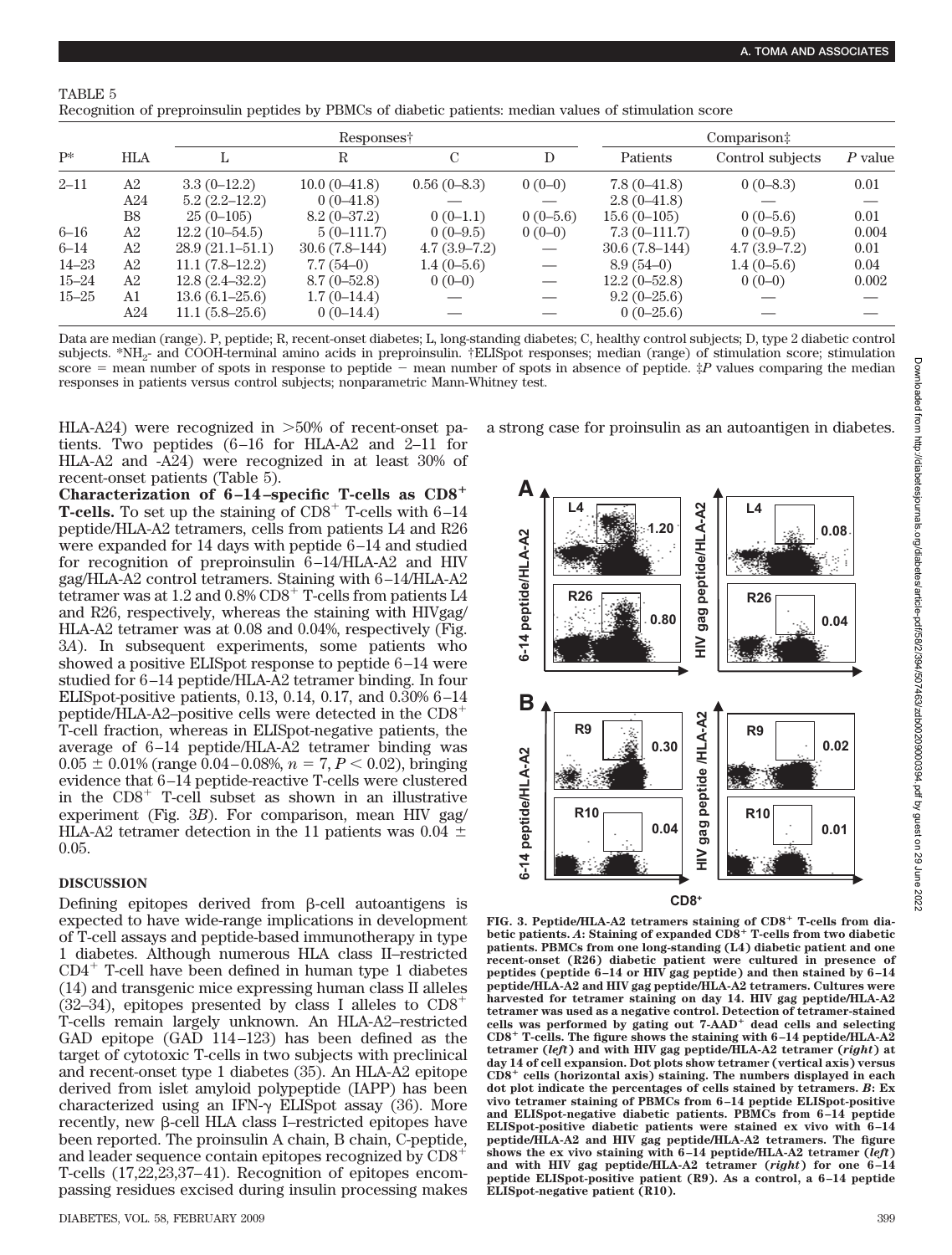TABLE 5

Recognition of preproinsulin peptides by PBMCs of diabetic patients: median values of stimulation score

| P* | HLA | Responses† | | | | Comparison‡ | | |
|---|---|---|---|---|---|---|---|---|
| | | L | R | C | D | Patients | Control subjects | *P* value |
| 2–11 | A2 | 3.3 (0–12.2) | 10.0 (0–41.8) | 0.56 (0–8.3) | 0 (0–0) | 7.8 (0–41.8) | 0 (0–8.3) | 0.01 |
| | A24 | 5.2 (2.2–12.2) | 0 (0–41.8) | — | — | 2.8 (0–41.8) | — | — |
| | B8 | 25 (0–105) | 8.2 (0–37.2) | 0 (0–1.1) | 0 (0–5.6) | 15.6 (0–105) | 0 (0–5.6) | 0.01 |
| 6–16 | A2 | 12.2 (10–54.5) | 5 (0–111.7) | 0 (0–9.5) | 0 (0–0) | 7.3 (0–111.7) | 0 (0–9.5) | 0.004 |
| 6–14 | A2 | 28.9 (21.1–51.1) | 30.6 (7.8–144) | 4.7 (3.9–7.2) | — | 30.6 (7.8–144) | 4.7 (3.9–7.2) | 0.01 |
| 14–23 | A2 | 11.1 (7.8–12.2) | 7.7 (54–0) | 1.4 (0–5.6) | — | 8.9 (54–0) | 1.4 (0–5.6) | 0.04 |
| 15–24 | A2 | 12.8 (2.4–32.2) | 8.7 (0–52.8) | 0 (0–0) | — | 12.2 (0–52.8) | 0 (0–0) | 0.002 |
| 15–25 | A1 | 13.6 (6.1–25.6) | 1.7 (0–14.4) | — | — | 9.2 (0–25.6) | — | — |
| | A24 | 11.1 (5.8–25.6) | 0 (0–14.4) | — | — | 0 (0–25.6) | — | — |

Data are median (range). P, peptide; R, recent-onset diabetes; L, long-standing diabetes; C, healthy control subjects; D, type 2 diabetic control subjects. *$NH_2$- and COOH-terminal amino acids in preproinsulin. †ELISpot responses; median (range) of stimulation score; stimulation score = mean number of spots in response to peptide − mean number of spots in absence of peptide. ‡*P* values comparing the median responses in patients versus control subjects; nonparametric Mann-Whitney test.

HLA-A24) were recognized in >50% of recent-onset patients. Two peptides (6–16 for HLA-A2 and 2–11 for HLA-A2 and -A24) were recognized in at least 30% of recent-onset patients (Table 5).

**Characterization of 6–14–specific T-cells as $CD8^+$ T-cells.** To set up the staining of $CD8^+$ T-cells with 6–14 peptide/HLA-A2 tetramers, cells from patients L4 and R26 were expanded for 14 days with peptide 6–14 and studied for recognition of preproinsulin 6–14/HLA-A2 and HIV gag/HLA-A2 control tetramers. Staining with 6–14/HLA-A2 tetramer was at 1.2 and 0.8% $CD8^+$ T-cells from patients L4 and R26, respectively, whereas the staining with HIVgag/HLA-A2 tetramer was at 0.08 and 0.04%, respectively (Fig. 3*A*). In subsequent experiments, some patients who showed a positive ELISpot response to peptide 6–14 were studied for 6–14 peptide/HLA-A2 tetramer binding. In four ELISpot-positive patients, 0.13, 0.14, 0.17, and 0.30% 6–14 peptide/HLA-A2–positive cells were detected in the $CD8^+$ T-cell fraction, whereas in ELISpot-negative patients, the average of 6–14 peptide/HLA-A2 tetramer binding was $0.05 \pm 0.01\%$ (range 0.04–0.08%, $n = 7$, $P < 0.02$), bringing evidence that 6–14 peptide-reactive T-cells were clustered in the $CD8^+$ T-cell subset as shown in an illustrative experiment (Fig. 3*B*). For comparison, mean HIV gag/HLA-A2 tetramer detection in the 11 patients was $0.04 \pm 0.05$.

## DISCUSSION

Defining epitopes derived from β-cell autoantigens is expected to have wide-range implications in development of T-cell assays and peptide-based immunotherapy in type 1 diabetes. Although numerous HLA class II–restricted $CD4^+$ T-cell have been defined in human type 1 diabetes (14) and transgenic mice expressing human class II alleles (32–34), epitopes presented by class I alleles to $CD8^+$ T-cells remain largely unknown. An HLA-A2–restricted GAD epitope (GAD 114–123) has been defined as the target of cytotoxic T-cells in two subjects with preclinical and recent-onset type 1 diabetes (35). An HLA-A2 epitope derived from islet amyloid polypeptide (IAPP) has been characterized using an IFN-γ ELISpot assay (36). More recently, new β-cell HLA class I–restricted epitopes have been reported. The proinsulin A chain, B chain, C-peptide, and leader sequence contain epitopes recognized by $CD8^+$ T-cells (17,22,23,37–41). Recognition of epitopes encompassing residues excised during insulin processing makes a strong case for proinsulin as an autoantigen in diabetes.

**FIG. 3. Peptide/HLA-A2 tetramers staining of $CD8^+$ T-cells from diabetic patients.** ***A*: Staining of expanded $CD8^+$ T-cells from two diabetic patients. PBMCs from one long-standing (L4) diabetic patient and one recent-onset (R26) diabetic patient were cultured in presence of peptides (peptide 6–14 or HIV gag peptide) and then stained by 6–14 peptide/HLA-A2 and HIV gag peptide/HLA-A2 tetramers. Cultures were harvested for tetramer staining on day 14. HIV gag peptide/HLA-A2 tetramer was used as a negative control. Detection of tetramer-stained cells was performed by gating out $7\text{-}AAD^+$ dead cells and selecting $CD8^+$ T-cells. The figure shows the staining with 6–14 peptide/HLA-A2 tetramer (*left*) and with HIV gag peptide/HLA-A2 tetramer (*right*) at day 14 of cell expansion. Dot plots show tetramer (vertical axis) versus $CD8^+$ cells (horizontal axis) staining. The numbers displayed in each dot plot indicate the percentages of cells stained by tetramers. *B*: Ex vivo tetramer staining of PBMCs from 6–14 peptide ELISpot-positive and ELISpot-negative diabetic patients. PBMCs from 6–14 peptide ELISpot-positive diabetic patients were stained ex vivo with 6–14 peptide/HLA-A2 and HIV gag peptide/HLA-A2 tetramers. The figure shows the ex vivo staining with 6–14 peptide/HLA-A2 tetramer (*left*) and with HIV gag peptide/HLA-A2 tetramer (*right*) for one 6–14 peptide ELISpot-positive patient (R9). As a control, a 6–14 peptide ELISpot-negative patient (R10).***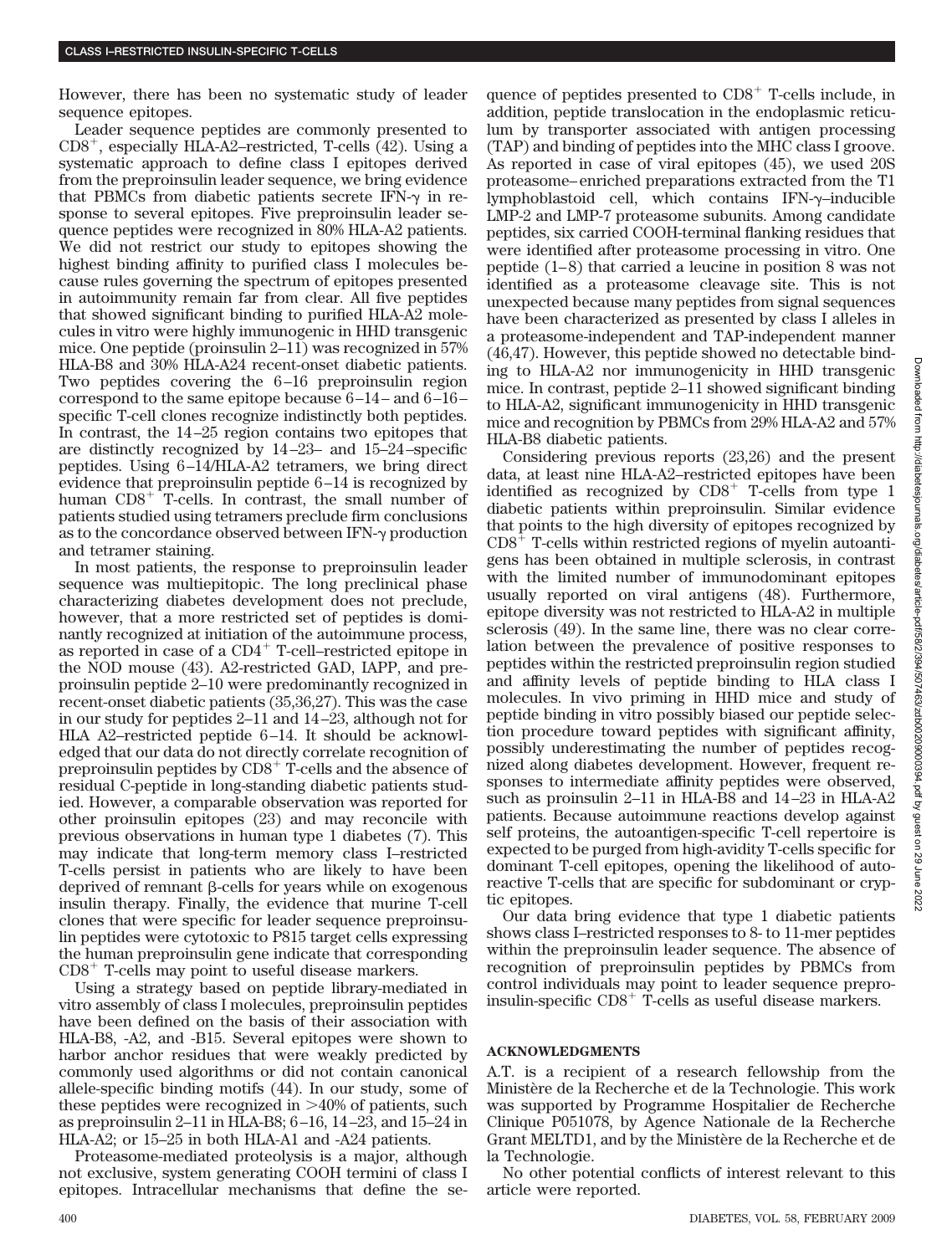However, there has been no systematic study of leader sequence epitopes.

Leader sequence peptides are commonly presented to $CD8^+$, especially HLA-A2–restricted, T-cells (42). Using a systematic approach to define class I epitopes derived from the preproinsulin leader sequence, we bring evidence that PBMCs from diabetic patients secrete IFN-γ in response to several epitopes. Five preproinsulin leader sequence peptides were recognized in 80% HLA-A2 patients. We did not restrict our study to epitopes showing the highest binding affinity to purified class I molecules because rules governing the spectrum of epitopes presented in autoimmunity remain far from clear. All five peptides that showed significant binding to purified HLA-A2 molecules in vitro were highly immunogenic in HHD transgenic mice. One peptide (proinsulin 2–11) was recognized in 57% HLA-B8 and 30% HLA-A24 recent-onset diabetic patients. Two peptides covering the 6–16 preproinsulin region correspond to the same epitope because 6–14– and 6–16–specific T-cell clones recognize indistinctly both peptides. In contrast, the 14–25 region contains two epitopes that are distinctly recognized by 14–23– and 15–24–specific peptides. Using 6–14/HLA-A2 tetramers, we bring direct evidence that preproinsulin peptide 6–14 is recognized by human $CD8^+$ T-cells. In contrast, the small number of patients studied using tetramers preclude firm conclusions as to the concordance observed between IFN-γ production and tetramer staining.

In most patients, the response to preproinsulin leader sequence was multiepitopic. The long preclinical phase characterizing diabetes development does not preclude, however, that a more restricted set of peptides is dominantly recognized at initiation of the autoimmune process, as reported in case of a $CD4^+$ T-cell–restricted epitope in the NOD mouse (43). A2-restricted GAD, IAPP, and preproinsulin peptide 2–10 were predominantly recognized in recent-onset diabetic patients (35,36,27). This was the case in our study for peptides 2–11 and 14–23, although not for HLA A2–restricted peptide 6–14. It should be acknowledged that our data do not directly correlate recognition of preproinsulin peptides by $CD8^+$ T-cells and the absence of residual C-peptide in long-standing diabetic patients studied. However, a comparable observation was reported for other proinsulin epitopes (23) and may reconcile with previous observations in human type 1 diabetes (7). This may indicate that long-term memory class I–restricted T-cells persist in patients who are likely to have been deprived of remnant β-cells for years while on exogenous insulin therapy. Finally, the evidence that murine T-cell clones that were specific for leader sequence preproinsulin peptides were cytotoxic to P815 target cells expressing the human preproinsulin gene indicate that corresponding $CD8^+$ T-cells may point to useful disease markers.

Using a strategy based on peptide library-mediated in vitro assembly of class I molecules, preproinsulin peptides have been defined on the basis of their association with HLA-B8, -A2, and -B15. Several epitopes were shown to harbor anchor residues that were weakly predicted by commonly used algorithms or did not contain canonical allele-specific binding motifs (44). In our study, some of these peptides were recognized in >40% of patients, such as preproinsulin 2–11 in HLA-B8; 6–16, 14–23, and 15–24 in HLA-A2; or 15–25 in both HLA-A1 and -A24 patients.

Proteasome-mediated proteolysis is a major, although not exclusive, system generating COOH termini of class I epitopes. Intracellular mechanisms that define the sequence of peptides presented to $CD8^+$ T-cells include, in addition, peptide translocation in the endoplasmic reticulum by transporter associated with antigen processing (TAP) and binding of peptides into the MHC class I groove. As reported in case of viral epitopes (45), we used 20S proteasome–enriched preparations extracted from the T1 lymphoblastoid cell, which contains IFN-γ–inducible LMP-2 and LMP-7 proteasome subunits. Among candidate peptides, six carried COOH-terminal flanking residues that were identified after proteasome processing in vitro. One peptide (1–8) that carried a leucine in position 8 was not identified as a proteasome cleavage site. This is not unexpected because many peptides from signal sequences have been characterized as presented by class I alleles in a proteasome-independent and TAP-independent manner (46,47). However, this peptide showed no detectable binding to HLA-A2 nor immunogenicity in HHD transgenic mice. In contrast, peptide 2–11 showed significant binding to HLA-A2, significant immunogenicity in HHD transgenic mice and recognition by PBMCs from 29% HLA-A2 and 57% HLA-B8 diabetic patients.

Considering previous reports (23,26) and the present data, at least nine HLA-A2–restricted epitopes have been identified as recognized by $CD8^+$ T-cells from type 1 diabetic patients within preproinsulin. Similar evidence that points to the high diversity of epitopes recognized by $CD8^+$ T-cells within restricted regions of myelin autoantigens has been obtained in multiple sclerosis, in contrast with the limited number of immunodominant epitopes usually reported on viral antigens (48). Furthermore, epitope diversity was not restricted to HLA-A2 in multiple sclerosis (49). In the same line, there was no clear correlation between the prevalence of positive responses to peptides within the restricted preproinsulin region studied and affinity levels of peptide binding to HLA class I molecules. In vivo priming in HHD mice and study of peptide binding in vitro possibly biased our peptide selection procedure toward peptides with significant affinity, possibly underestimating the number of peptides recognized along diabetes development. However, frequent responses to intermediate affinity peptides were observed, such as proinsulin 2–11 in HLA-B8 and 14–23 in HLA-A2 patients. Because autoimmune reactions develop against self proteins, the autoantigen-specific T-cell repertoire is expected to be purged from high-avidity T-cells specific for dominant T-cell epitopes, opening the likelihood of autoreactive T-cells that are specific for subdominant or cryptic epitopes.

Our data bring evidence that type 1 diabetic patients shows class I–restricted responses to 8- to 11-mer peptides within the preproinsulin leader sequence. The absence of recognition of preproinsulin peptides by PBMCs from control individuals may point to leader sequence preproinsulin-specific $CD8^+$ T-cells as useful disease markers.

## ACKNOWLEDGMENTS

A.T. is a recipient of a research fellowship from the Ministère de la Recherche et de la Technologie. This work was supported by Programme Hospitalier de Recherche Clinique P051078, by Agence Nationale de la Recherche Grant MELTD1, and by the Ministère de la Recherche et de la Technologie.

No other potential conflicts of interest relevant to this article were reported.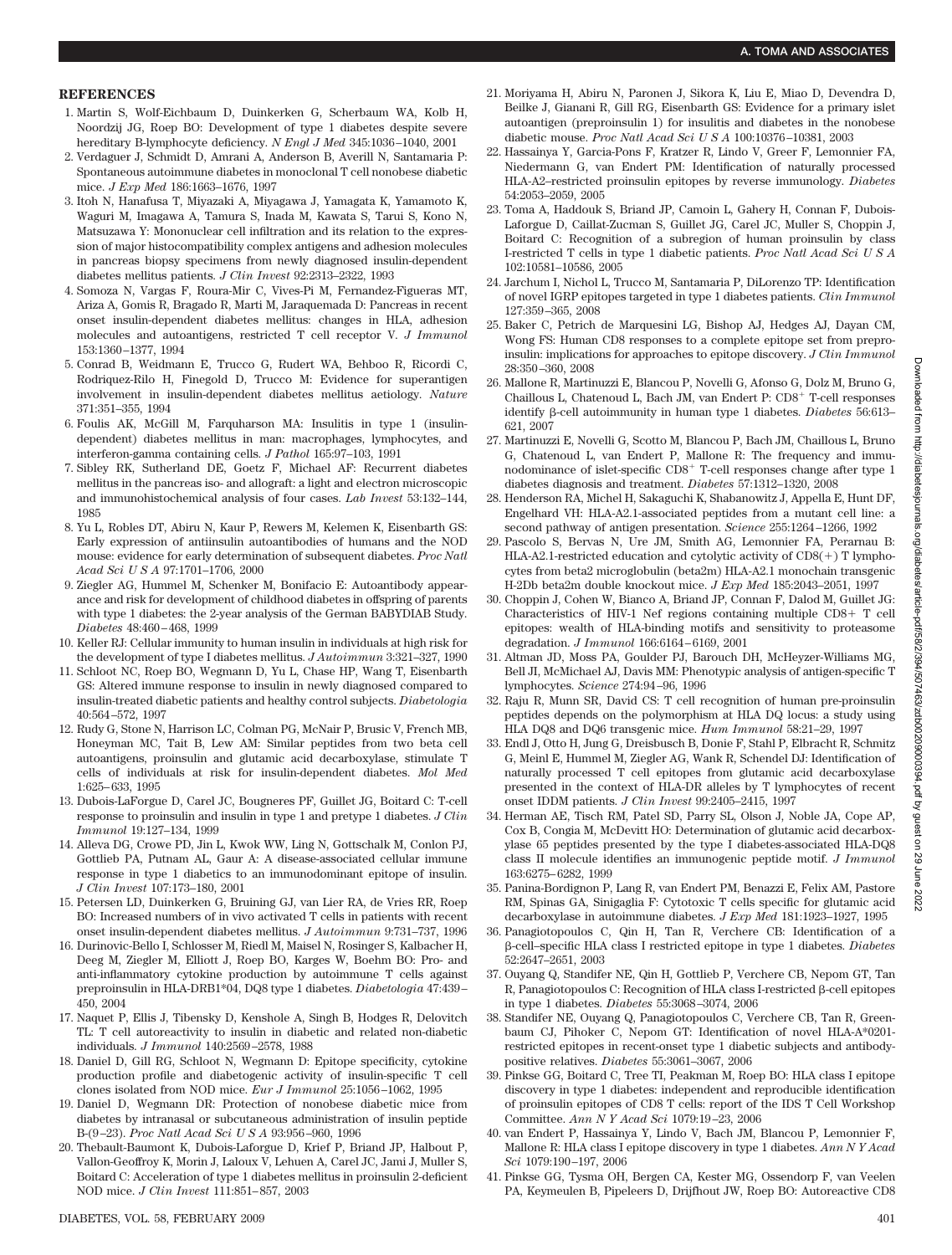## REFERENCES

1. Martin S, Wolf-Eichbaum D, Duinkerken G, Scherbaum WA, Kolb H, Noordzij JG, Roep BO: Development of type 1 diabetes despite severe hereditary B-lymphocyte deficiency. *N Engl J Med* 345:1036–1040, 2001
2. Verdaguer J, Schmidt D, Amrani A, Anderson B, Averill N, Santamaria P: Spontaneous autoimmune diabetes in monoclonal T cell nonobese diabetic mice. *J Exp Med* 186:1663–1676, 1997
3. Itoh N, Hanafusa T, Miyazaki A, Miyagawa J, Yamagata K, Yamamoto K, Waguri M, Imagawa A, Tamura S, Inada M, Kawata S, Tarui S, Kono N, Matsuzawa Y: Mononuclear cell infiltration and its relation to the expression of major histocompatibility complex antigens and adhesion molecules in pancreas biopsy specimens from newly diagnosed insulin-dependent diabetes mellitus patients. *J Clin Invest* 92:2313–2322, 1993
4. Somoza N, Vargas F, Roura-Mir C, Vives-Pi M, Fernandez-Figueras MT, Ariza A, Gomis R, Bragado R, Marti M, Jaraquemada D: Pancreas in recent onset insulin-dependent diabetes mellitus: changes in HLA, adhesion molecules and autoantigens, restricted T cell receptor V. *J Immunol* 153:1360–1377, 1994
5. Conrad B, Weidmann E, Trucco G, Rudert WA, Behboo R, Ricordi C, Rodriquez-Rilo H, Finegold D, Trucco M: Evidence for superantigen involvement in insulin-dependent diabetes mellitus aetiology. *Nature* 371:351–355, 1994
6. Foulis AK, McGill M, Farquharson MA: Insulitis in type 1 (insulin-dependent) diabetes mellitus in man: macrophages, lymphocytes, and interferon-gamma containing cells. *J Pathol* 165:97–103, 1991
7. Sibley RK, Sutherland DE, Goetz F, Michael AF: Recurrent diabetes mellitus in the pancreas iso- and allograft: a light and electron microscopic and immunohistochemical analysis of four cases. *Lab Invest* 53:132–144, 1985
8. Yu L, Robles DT, Abiru N, Kaur P, Rewers M, Kelemen K, Eisenbarth GS: Early expression of antiinsulin autoantibodies of humans and the NOD mouse: evidence for early determination of subsequent diabetes. *Proc Natl Acad Sci U S A* 97:1701–1706, 2000
9. Ziegler AG, Hummel M, Schenker M, Bonifacio E: Autoantibody appearance and risk for development of childhood diabetes in offspring of parents with type 1 diabetes: the 2-year analysis of the German BABYDIAB Study. *Diabetes* 48:460–468, 1999
10. Keller RJ: Cellular immunity to human insulin in individuals at high risk for the development of type I diabetes mellitus. *J Autoimmun* 3:321–327, 1990
11. Schloot NC, Roep BO, Wegmann D, Yu L, Chase HP, Wang T, Eisenbarth GS: Altered immune response to insulin in newly diagnosed compared to insulin-treated diabetic patients and healthy control subjects. *Diabetologia* 40:564–572, 1997
12. Rudy G, Stone N, Harrison LC, Colman PG, McNair P, Brusic V, French MB, Honeyman MC, Tait B, Lew AM: Similar peptides from two beta cell autoantigens, proinsulin and glutamic acid decarboxylase, stimulate T cells of individuals at risk for insulin-dependent diabetes. *Mol Med* 1:625–633, 1995
13. Dubois-LaForgue D, Carel JC, Bougneres PF, Guillet JG, Boitard C: T-cell response to proinsulin and insulin in type 1 and pretype 1 diabetes. *J Clin Immunol* 19:127–134, 1999
14. Alleva DG, Crowe PD, Jin L, Kwok WW, Ling N, Gottschalk M, Conlon PJ, Gottlieb PA, Putnam AL, Gaur A: A disease-associated cellular immune response in type 1 diabetics to an immunodominant epitope of insulin. *J Clin Invest* 107:173–180, 2001
15. Petersen LD, Duinkerken G, Bruining GJ, van Lier RA, de Vries RR, Roep BO: Increased numbers of in vivo activated T cells in patients with recent onset insulin-dependent diabetes mellitus. *J Autoimmun* 9:731–737, 1996
16. Durinovic-Bello I, Schlosser M, Riedl M, Maisel N, Rosinger S, Kalbacher H, Deeg M, Ziegler M, Elliott J, Roep BO, Karges W, Boehm BO: Pro- and anti-inflammatory cytokine production by autoimmune T cells against preproinsulin in HLA-DRB1*04, DQ8 type 1 diabetes. *Diabetologia* 47:439–450, 2004
17. Naquet P, Ellis J, Tibensky D, Kenshole A, Singh B, Hodges R, Delovitch TL: T cell autoreactivity to insulin in diabetic and related non-diabetic individuals. *J Immunol* 140:2569–2578, 1988
18. Daniel D, Gill RG, Schloot N, Wegmann D: Epitope specificity, cytokine production profile and diabetogenic activity of insulin-specific T cell clones isolated from NOD mice. *Eur J Immunol* 25:1056–1062, 1995
19. Daniel D, Wegmann DR: Protection of nonobese diabetic mice from diabetes by intranasal or subcutaneous administration of insulin peptide B-(9–23). *Proc Natl Acad Sci U S A* 93:956–960, 1996
20. Thebault-Baumont K, Dubois-Laforgue D, Krief P, Briand JP, Halbout P, Vallon-Geoffroy K, Morin J, Laloux V, Lehuen A, Carel JC, Jami J, Muller S, Boitard C: Acceleration of type 1 diabetes mellitus in proinsulin 2-deficient NOD mice. *J Clin Invest* 111:851–857, 2003
21. Moriyama H, Abiru N, Paronen J, Sikora K, Liu E, Miao D, Devendra D, Beilke J, Gianani R, Gill RG, Eisenbarth GS: Evidence for a primary islet autoantigen (preproinsulin 1) for insulitis and diabetes in the nonobese diabetic mouse. *Proc Natl Acad Sci U S A* 100:10376–10381, 2003
22. Hassainya Y, Garcia-Pons F, Kratzer R, Lindo V, Greer F, Lemonnier FA, Niedermann G, van Endert PM: Identification of naturally processed HLA-A2–restricted proinsulin epitopes by reverse immunology. *Diabetes* 54:2053–2059, 2005
23. Toma A, Haddouk S, Briand JP, Camoin L, Gahery H, Connan F, Dubois-Laforgue D, Caillat-Zucman S, Guillet JG, Carel JC, Muller S, Choppin J, Boitard C: Recognition of a subregion of human proinsulin by class I-restricted T cells in type 1 diabetic patients. *Proc Natl Acad Sci U S A* 102:10581–10586, 2005
24. Jarchum I, Nichol L, Trucco M, Santamaria P, DiLorenzo TP: Identification of novel IGRP epitopes targeted in type 1 diabetes patients. *Clin Immunol* 127:359–365, 2008
25. Baker C, Petrich de Marquesini LG, Bishop AJ, Hedges AJ, Dayan CM, Wong FS: Human CD8 responses to a complete epitope set from preproinsulin: implications for approaches to epitope discovery. *J Clin Immunol* 28:350–360, 2008
26. Mallone R, Martinuzzi E, Blancou P, Novelli G, Afonso G, Dolz M, Bruno G, Chaillous L, Chatenoud L, Bach JM, van Endert P: $CD8^+$ T-cell responses identify β-cell autoimmunity in human type 1 diabetes. *Diabetes* 56:613–621, 2007
27. Martinuzzi E, Novelli G, Scotto M, Blancou P, Bach JM, Chaillous L, Bruno G, Chatenoud L, van Endert P, Mallone R: The frequency and immunodominance of islet-specific $CD8^+$ T-cell responses change after type 1 diabetes diagnosis and treatment. *Diabetes* 57:1312–1320, 2008
28. Henderson RA, Michel H, Sakaguchi K, Shabanowitz J, Appella E, Hunt DF, Engelhard VH: HLA-A2.1-associated peptides from a mutant cell line: a second pathway of antigen presentation. *Science* 255:1264–1266, 1992
29. Pascolo S, Bervas N, Ure JM, Smith AG, Lemonnier FA, Perarnau B: HLA-A2.1-restricted education and cytolytic activity of CD8(+) T lymphocytes from beta2 microglobulin (beta2m) HLA-A2.1 monochain transgenic H-2Db beta2m double knockout mice. *J Exp Med* 185:2043–2051, 1997
30. Choppin J, Cohen W, Bianco A, Briand JP, Connan F, Dalod M, Guillet JG: Characteristics of HIV-1 Nef regions containing multiple CD8+ T cell epitopes: wealth of HLA-binding motifs and sensitivity to proteasome degradation. *J Immunol* 166:6164–6169, 2001
31. Altman JD, Moss PA, Goulder PJ, Barouch DH, McHeyzer-Williams MG, Bell JI, McMichael AJ, Davis MM: Phenotypic analysis of antigen-specific T lymphocytes. *Science* 274:94–96, 1996
32. Raju R, Munn SR, David CS: T cell recognition of human pre-proinsulin peptides depends on the polymorphism at HLA DQ locus: a study using HLA DQ8 and DQ6 transgenic mice. *Hum Immunol* 58:21–29, 1997
33. Endl J, Otto H, Jung G, Dreisbusch B, Donie F, Stahl P, Elbracht R, Schmitz G, Meinl E, Hummel M, Ziegler AG, Wank R, Schendel DJ: Identification of naturally processed T cell epitopes from glutamic acid decarboxylase presented in the context of HLA-DR alleles by T lymphocytes of recent onset IDDM patients. *J Clin Invest* 99:2405–2415, 1997
34. Herman AE, Tisch RM, Patel SD, Parry SL, Olson J, Noble JA, Cope AP, Cox B, Congia M, McDevitt HO: Determination of glutamic acid decarboxylase 65 peptides presented by the type I diabetes-associated HLA-DQ8 class II molecule identifies an immunogenic peptide motif. *J Immunol* 163:6275–6282, 1999
35. Panina-Bordignon P, Lang R, van Endert PM, Benazzi E, Felix AM, Pastore RM, Spinas GA, Sinigaglia F: Cytotoxic T cells specific for glutamic acid decarboxylase in autoimmune diabetes. *J Exp Med* 181:1923–1927, 1995
36. Panagiotopoulos C, Qin H, Tan R, Verchere CB: Identification of a β-cell–specific HLA class I restricted epitope in type 1 diabetes. *Diabetes* 52:2647–2651, 2003
37. Ouyang Q, Standifer NE, Qin H, Gottlieb P, Verchere CB, Nepom GT, Tan R, Panagiotopoulos C: Recognition of HLA class I-restricted β-cell epitopes in type 1 diabetes. *Diabetes* 55:3068–3074, 2006
38. Standifer NE, Ouyang Q, Panagiotopoulos C, Verchere CB, Tan R, Greenbaum CJ, Pihoker C, Nepom GT: Identification of novel HLA-A*0201-restricted epitopes in recent-onset type 1 diabetic subjects and antibody-positive relatives. *Diabetes* 55:3061–3067, 2006
39. Pinkse GG, Boitard C, Tree TI, Peakman M, Roep BO: HLA class I epitope discovery in type 1 diabetes: independent and reproducible identification of proinsulin epitopes of CD8 T cells: report of the IDS T Cell Workshop Committee. *Ann N Y Acad Sci* 1079:19–23, 2006
40. van Endert P, Hassainya Y, Lindo V, Bach JM, Blancou P, Lemonnier F, Mallone R: HLA class I epitope discovery in type 1 diabetes. *Ann N Y Acad Sci* 1079:190–197, 2006
41. Pinkse GG, Tysma OH, Bergen CA, Kester MG, Ossendorp F, van Veelen PA, Keymeulen B, Pipeleers D, Drijfhout JW, Roep BO: Autoreactive CD8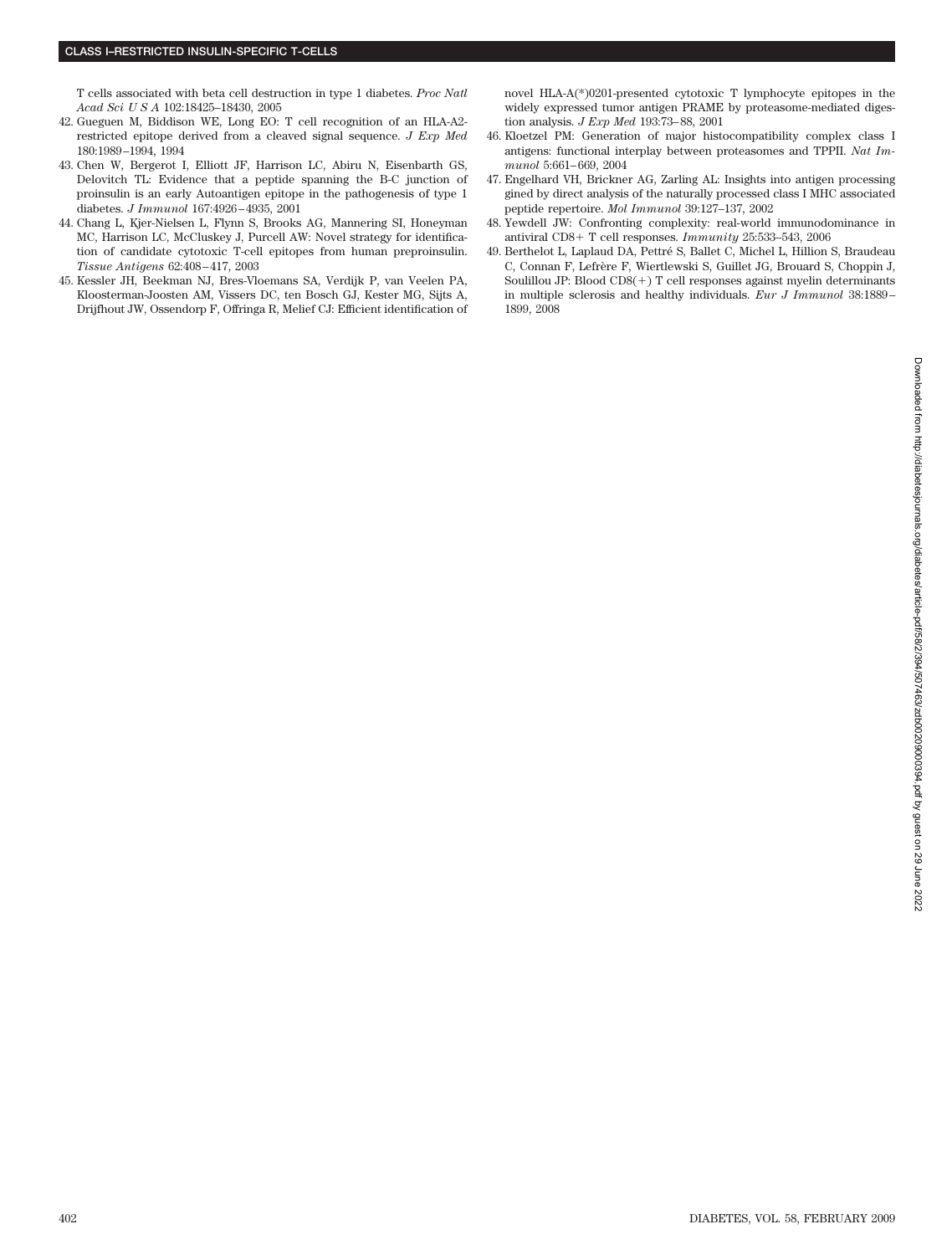T cells associated with beta cell destruction in type 1 diabetes. *Proc Natl Acad Sci U S A* 102:18425–18430, 2005

42. Gueguen M, Biddison WE, Long EO: T cell recognition of an HLA-A2-restricted epitope derived from a cleaved signal sequence. *J Exp Med* 180:1989–1994, 1994
43. Chen W, Bergerot I, Elliott JF, Harrison LC, Abiru N, Eisenbarth GS, Delovitch TL: Evidence that a peptide spanning the B-C junction of proinsulin is an early Autoantigen epitope in the pathogenesis of type 1 diabetes. *J Immunol* 167:4926–4935, 2001
44. Chang L, Kjer-Nielsen L, Flynn S, Brooks AG, Mannering SI, Honeyman MC, Harrison LC, McCluskey J, Purcell AW: Novel strategy for identification of candidate cytotoxic T-cell epitopes from human preproinsulin. *Tissue Antigens* 62:408–417, 2003
45. Kessler JH, Beekman NJ, Bres-Vloemans SA, Verdijk P, van Veelen PA, Kloosterman-Joosten AM, Vissers DC, ten Bosch GJ, Kester MG, Sijts A, Drijfhout JW, Ossendorp F, Offringa R, Melief CJ: Efficient identification of novel HLA-A(*)0201-presented cytotoxic T lymphocyte epitopes in the widely expressed tumor antigen PRAME by proteasome-mediated digestion analysis. *J Exp Med* 193:73–88, 2001
46. Kloetzel PM: Generation of major histocompatibility complex class I antigens: functional interplay between proteasomes and TPPII. *Nat Immunol* 5:661–669, 2004
47. Engelhard VH, Brickner AG, Zarling AL: Insights into antigen processing gined by direct analysis of the naturally processed class I MHC associated peptide repertoire. *Mol Immunol* 39:127–137, 2002
48. Yewdell JW: Confronting complexity: real-world immunodominance in antiviral CD8+ T cell responses. *Immunity* 25:533–543, 2006
49. Berthelot L, Laplaud DA, Pettré S, Ballet C, Michel L, Hillion S, Braudeau C, Connan F, Lefrère F, Wiertlewski S, Guillet JG, Brouard S, Choppin J, Soulillou JP: Blood CD8(+) T cell responses against myelin determinants in multiple sclerosis and healthy individuals. *Eur J Immunol* 38:1889–1899, 2008